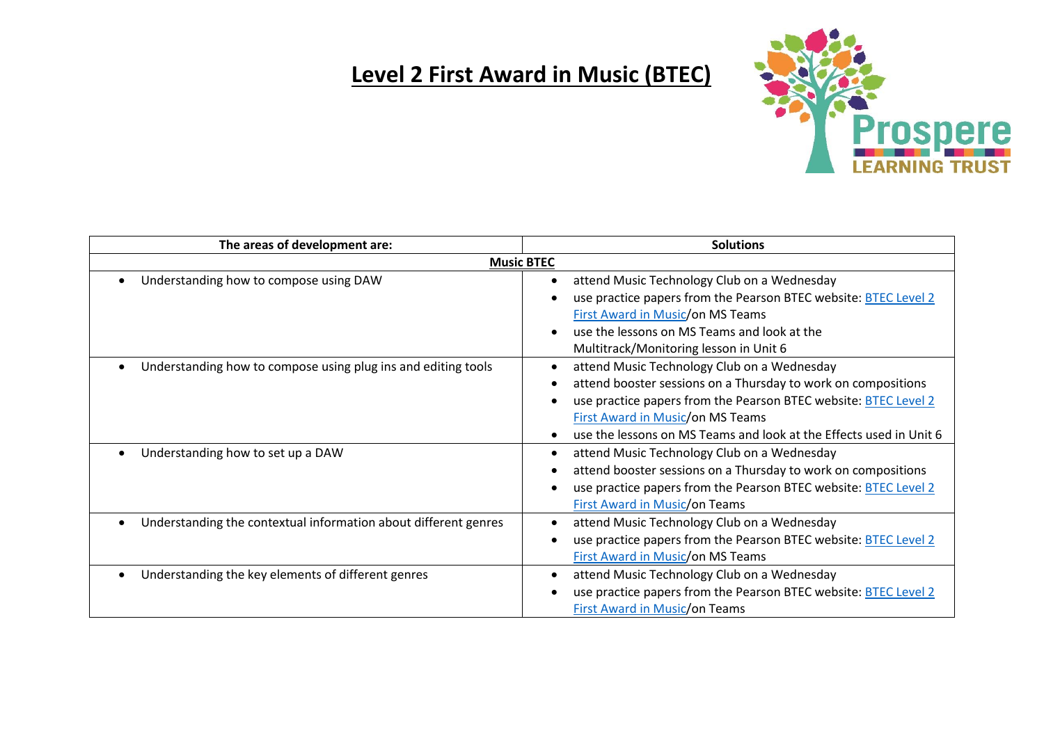# Level 2 First Award in Music (BTEC)

| The areas of development are: | Solutions |
| --- | --- |
| **Music BTEC** | |
| • Understanding how to compose using DAW | • attend Music Technology Club on a Wednesday<br>• use practice papers from the Pearson BTEC website: BTEC Level 2 First Award in Music/on MS Teams<br>• use the lessons on MS Teams and look at the Multitrack/Monitoring lesson in Unit 6 |
| • Understanding how to compose using plug ins and editing tools | • attend Music Technology Club on a Wednesday<br>• attend booster sessions on a Thursday to work on compositions<br>• use practice papers from the Pearson BTEC website: BTEC Level 2 First Award in Music/on MS Teams<br>• use the lessons on MS Teams and look at the Effects used in Unit 6 |
| • Understanding how to set up a DAW | • attend Music Technology Club on a Wednesday<br>• attend booster sessions on a Thursday to work on compositions<br>• use practice papers from the Pearson BTEC website: BTEC Level 2 First Award in Music/on Teams |
| • Understanding the contextual information about different genres | • attend Music Technology Club on a Wednesday<br>• use practice papers from the Pearson BTEC website: BTEC Level 2 First Award in Music/on MS Teams |
| • Understanding the key elements of different genres | • attend Music Technology Club on a Wednesday<br>• use practice papers from the Pearson BTEC website: BTEC Level 2 First Award in Music/on Teams |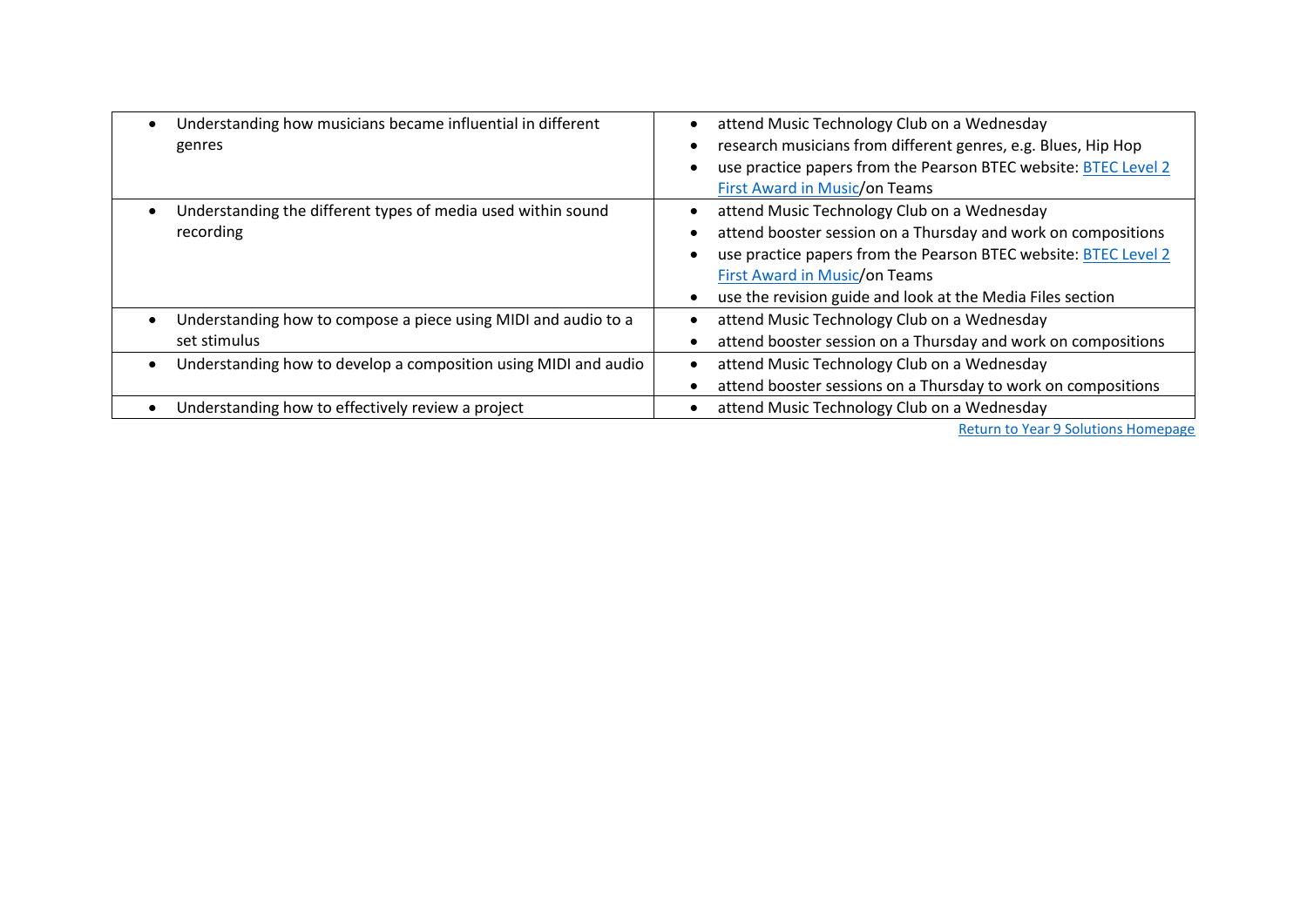| | |
|---|---|
| • Understanding how musicians became influential in different genres | • attend Music Technology Club on a Wednesday<br>• research musicians from different genres, e.g. Blues, Hip Hop<br>• use practice papers from the Pearson BTEC website: [BTEC Level 2 First Award in Music](#)/on Teams |
| • Understanding the different types of media used within sound recording | • attend Music Technology Club on a Wednesday<br>• attend booster session on a Thursday and work on compositions<br>• use practice papers from the Pearson BTEC website: [BTEC Level 2 First Award in Music](#)/on Teams<br>• use the revision guide and look at the Media Files section |
| • Understanding how to compose a piece using MIDI and audio to a set stimulus | • attend Music Technology Club on a Wednesday<br>• attend booster session on a Thursday and work on compositions |
| • Understanding how to develop a composition using MIDI and audio | • attend Music Technology Club on a Wednesday<br>• attend booster sessions on a Thursday to work on compositions |
| • Understanding how to effectively review a project | • attend Music Technology Club on a Wednesday |

[Return to Year 9 Solutions Homepage](#)